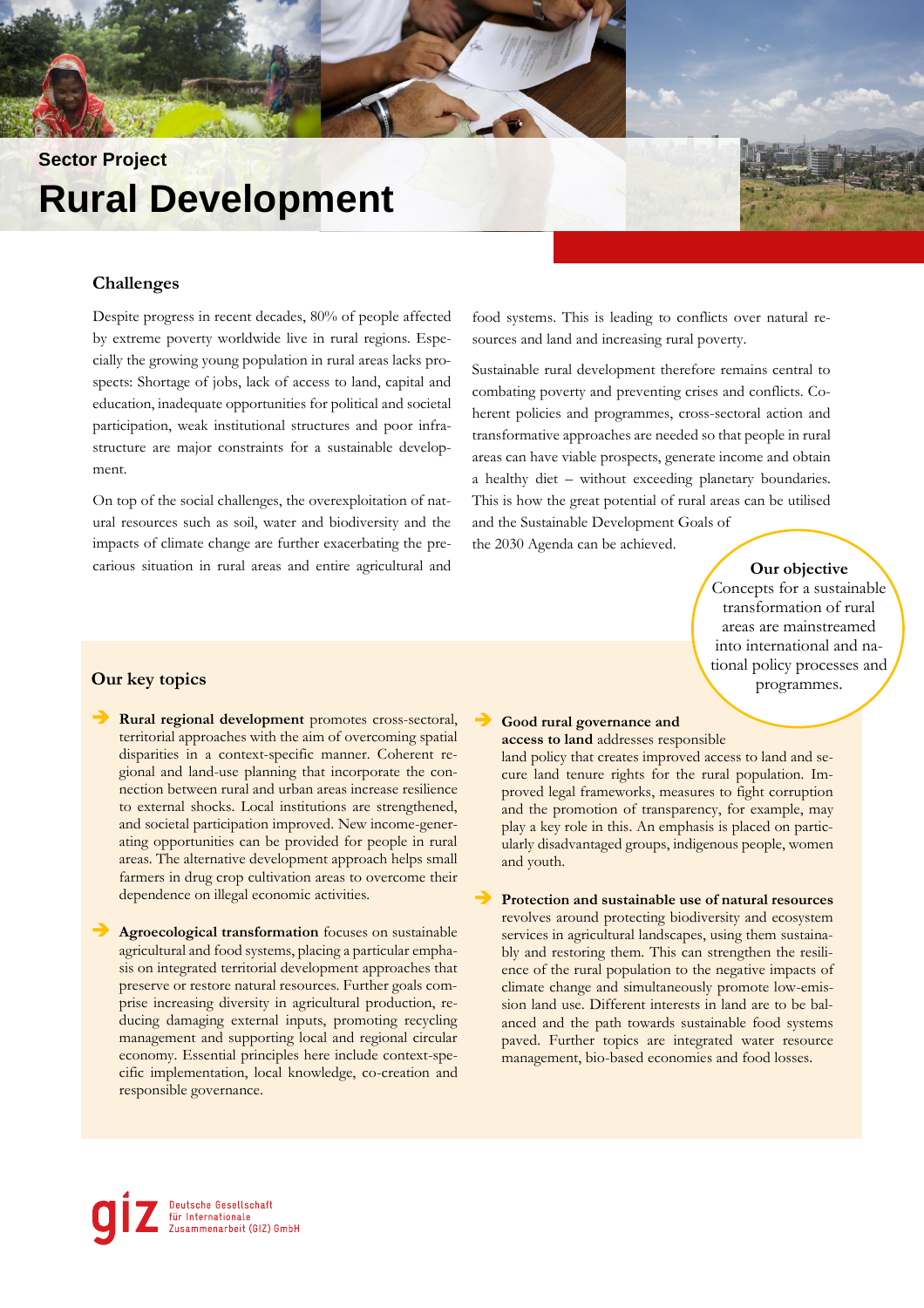Sector Project

# Rural Development

## Challenges

Despite progress in recent decades, 80% of people affected by extreme poverty worldwide live in rural regions. Especially the growing young population in rural areas lacks prospects: Shortage of jobs, lack of access to land, capital and education, inadequate opportunities for political and societal participation, weak institutional structures and poor infrastructure are major constraints for a sustainable development.

On top of the social challenges, the overexploitation of natural resources such as soil, water and biodiversity and the impacts of climate change are further exacerbating the precarious situation in rural areas and entire agricultural and food systems. This is leading to conflicts over natural resources and land and increasing rural poverty.

Sustainable rural development therefore remains central to combating poverty and preventing crises and conflicts. Coherent policies and programmes, cross-sectoral action and transformative approaches are needed so that people in rural areas can have viable prospects, generate income and obtain a healthy diet – without exceeding planetary boundaries. This is how the great potential of rural areas can be utilised and the Sustainable Development Goals of the 2030 Agenda can be achieved.

**Our objective**
Concepts for a sustainable transformation of rural areas are mainstreamed into international and national policy processes and programmes.

## Our key topics

- **Rural regional development** promotes cross-sectoral, territorial approaches with the aim of overcoming spatial disparities in a context-specific manner. Coherent regional and land-use planning that incorporate the connection between rural and urban areas increase resilience to external shocks. Local institutions are strengthened, and societal participation improved. New income-generating opportunities can be provided for people in rural areas. The alternative development approach helps small farmers in drug crop cultivation areas to overcome their dependence on illegal economic activities.

- **Agroecological transformation** focuses on sustainable agricultural and food systems, placing a particular emphasis on integrated territorial development approaches that preserve or restore natural resources. Further goals comprise increasing diversity in agricultural production, reducing damaging external inputs, promoting recycling management and supporting local and regional circular economy. Essential principles here include context-specific implementation, local knowledge, co-creation and responsible governance.

- **Good rural governance and access to land** addresses responsible land policy that creates improved access to land and secure land tenure rights for the rural population. Improved legal frameworks, measures to fight corruption and the promotion of transparency, for example, may play a key role in this. An emphasis is placed on particularly disadvantaged groups, indigenous people, women and youth.

- **Protection and sustainable use of natural resources** revolves around protecting biodiversity and ecosystem services in agricultural landscapes, using them sustainably and restoring them. This can strengthen the resilience of the rural population to the negative impacts of climate change and simultaneously promote low-emission land use. Different interests in land are to be balanced and the path towards sustainable food systems paved. Further topics are integrated water resource management, bio-based economies and food losses.

giz Deutsche Gesellschaft für Internationale Zusammenarbeit (GIZ) GmbH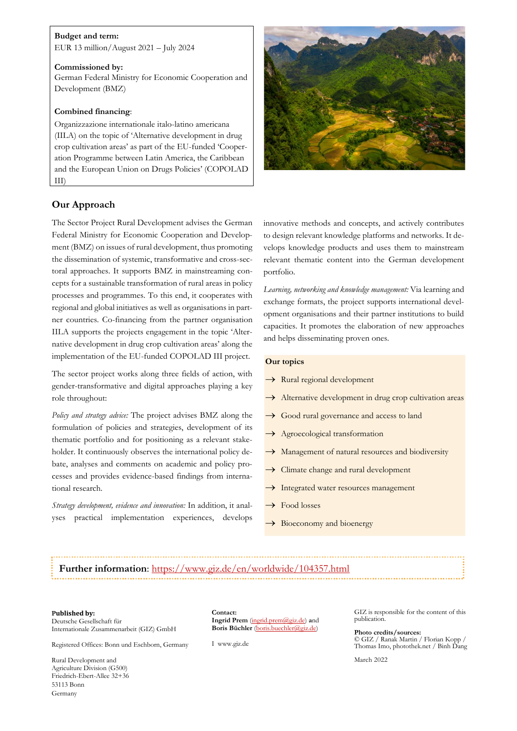**Budget and term:**
EUR 13 million/August 2021 – July 2024

**Commissioned by:**
German Federal Ministry for Economic Cooperation and Development (BMZ)

**Combined financing**:
Organizzazione internationale italo-latino americana (IILA) on the topic of 'Alternative development in drug crop cultivation areas' as part of the EU-funded 'Cooperation Programme between Latin America, the Caribbean and the European Union on Drugs Policies' (COPOLAD III)

## Our Approach

The Sector Project Rural Development advises the German Federal Ministry for Economic Cooperation and Development (BMZ) on issues of rural development, thus promoting the dissemination of systemic, transformative and cross-sectoral approaches. It supports BMZ in mainstreaming concepts for a sustainable transformation of rural areas in policy processes and programmes. To this end, it cooperates with regional and global initiatives as well as organisations in partner countries. Co-financing from the partner organisation IILA supports the projects engagement in the topic 'Alternative development in drug crop cultivation areas' along the implementation of the EU-funded COPOLAD III project.

The sector project works along three fields of action, with gender-transformative and digital approaches playing a key role throughout:

*Policy and strategy advice:* The project advises BMZ along the formulation of policies and strategies, development of its thematic portfolio and for positioning as a relevant stakeholder. It continuously observes the international policy debate, analyses and comments on academic and policy processes and provides evidence-based findings from international research.

*Strategy development, evidence and innovation:* In addition, it analyses practical implementation experiences, develops innovative methods and concepts, and actively contributes to design relevant knowledge platforms and networks. It develops knowledge products and uses them to mainstream relevant thematic content into the German development portfolio.

*Learning, networking and knowledge management:* Via learning and exchange formats, the project supports international development organisations and their partner institutions to build capacities. It promotes the elaboration of new approaches and helps disseminating proven ones.

**Our topics**

- → Rural regional development
- → Alternative development in drug crop cultivation areas
- → Good rural governance and access to land
- → Agroecological transformation
- → Management of natural resources and biodiversity
- → Climate change and rural development
- → Integrated water resources management
- → Food losses
- → Bioeconomy and bioenergy

**Further information**: https://www.giz.de/en/worldwide/104357.html

**Published by:**
Deutsche Gesellschaft für Internationale Zusammenarbeit (GIZ) GmbH

Registered Offices: Bonn und Eschborn, Germany

Rural Development and Agriculture Division (G500)
Friedrich-Ebert-Allee 32+36
53113 Bonn
Germany

**Contact:**
**Ingrid Prem** (ingrid.prem@giz.de) and **Boris Büchler** (boris.buechler@giz.de)

I www.giz.de

GIZ is responsible for the content of this publication.

**Photo credits/sources:**
© GIZ / Ranak Martin / Florian Kopp / Thomas Imo, photothek.net / Binh Dang

March 2022